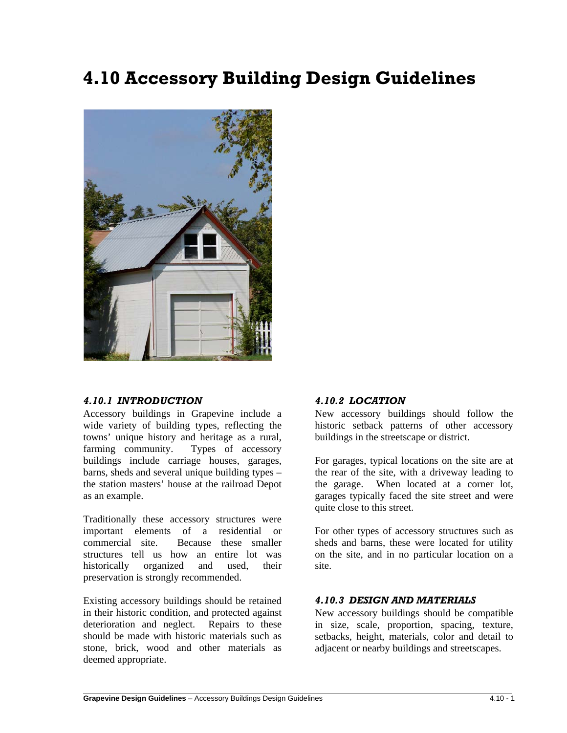# 4.10 Accessory Building Design Guidelines

### *4.10.1 INTRODUCTION*

Accessory buildings in Grapevine include a wide variety of building types, reflecting the towns' unique history and heritage as a rural, farming community. Types of accessory buildings include carriage houses, garages, barns, sheds and several unique building types – the station masters' house at the railroad Depot as an example.

Traditionally these accessory structures were important elements of a residential or commercial site. Because these smaller structures tell us how an entire lot was historically organized and used, their preservation is strongly recommended.

Existing accessory buildings should be retained in their historic condition, and protected against deterioration and neglect. Repairs to these should be made with historic materials such as stone, brick, wood and other materials as deemed appropriate.

### *4.10.2 LOCATION*

New accessory buildings should follow the historic setback patterns of other accessory buildings in the streetscape or district.

For garages, typical locations on the site are at the rear of the site, with a driveway leading to the garage. When located at a corner lot, garages typically faced the site street and were quite close to this street.

For other types of accessory structures such as sheds and barns, these were located for utility on the site, and in no particular location on a site.

### *4.10.3 DESIGN AND MATERIALS*

New accessory buildings should be compatible in size, scale, proportion, spacing, texture, setbacks, height, materials, color and detail to adjacent or nearby buildings and streetscapes.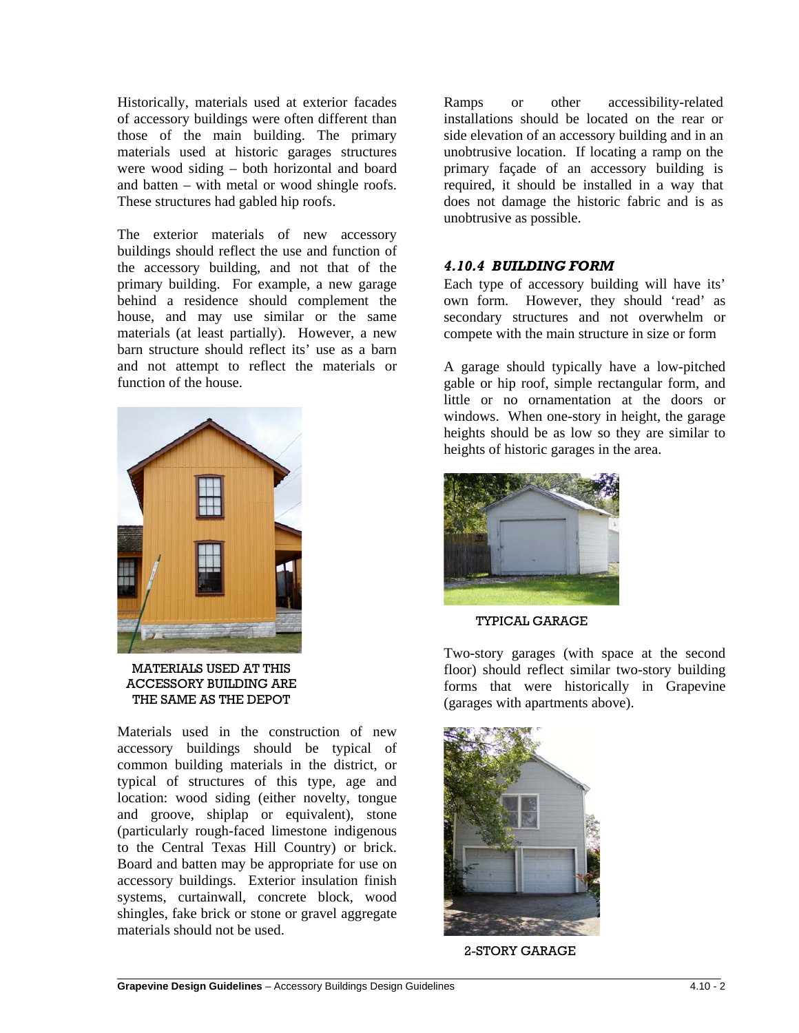Historically, materials used at exterior facades of accessory buildings were often different than those of the main building. The primary materials used at historic garages structures were wood siding – both horizontal and board and batten – with metal or wood shingle roofs. These structures had gabled hip roofs.

The exterior materials of new accessory buildings should reflect the use and function of the accessory building, and not that of the primary building. For example, a new garage behind a residence should complement the house, and may use similar or the same materials (at least partially). However, a new barn structure should reflect its' use as a barn and not attempt to reflect the materials or function of the house.

MATERIALS USED AT THIS ACCESSORY BUILDING ARE THE SAME AS THE DEPOT

Materials used in the construction of new accessory buildings should be typical of common building materials in the district, or typical of structures of this type, age and location: wood siding (either novelty, tongue and groove, shiplap or equivalent), stone (particularly rough-faced limestone indigenous to the Central Texas Hill Country) or brick. Board and batten may be appropriate for use on accessory buildings. Exterior insulation finish systems, curtainwall, concrete block, wood shingles, fake brick or stone or gravel aggregate materials should not be used.

Ramps or other accessibility-related installations should be located on the rear or side elevation of an accessory building and in an unobtrusive location. If locating a ramp on the primary façade of an accessory building is required, it should be installed in a way that does not damage the historic fabric and is as unobtrusive as possible.

### *4.10.4 BUILDING FORM*

Each type of accessory building will have its' own form. However, they should 'read' as secondary structures and not overwhelm or compete with the main structure in size or form

A garage should typically have a low-pitched gable or hip roof, simple rectangular form, and little or no ornamentation at the doors or windows. When one-story in height, the garage heights should be as low so they are similar to heights of historic garages in the area.

TYPICAL GARAGE

Two-story garages (with space at the second floor) should reflect similar two-story building forms that were historically in Grapevine (garages with apartments above).

2-STORY GARAGE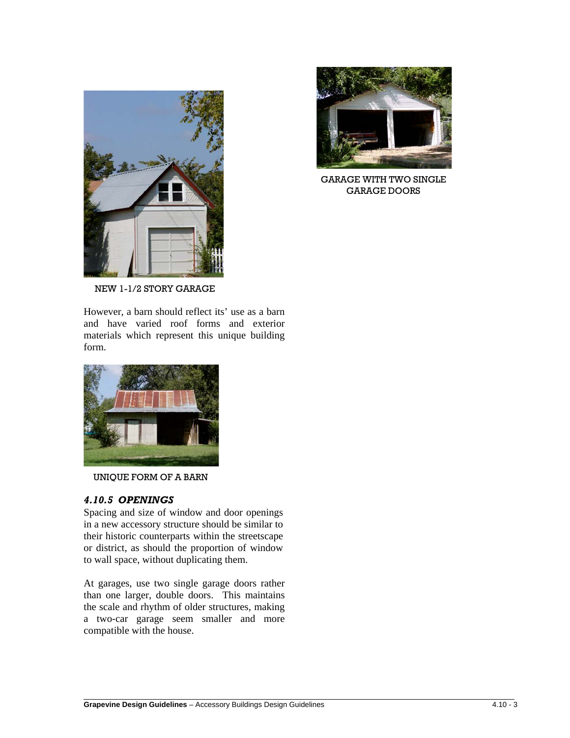NEW 1-1/2 STORY GARAGE

GARAGE WITH TWO SINGLE GARAGE DOORS

However, a barn should reflect its' use as a barn and have varied roof forms and exterior materials which represent this unique building form.

UNIQUE FORM OF A BARN

### *4.10.5 OPENINGS*

Spacing and size of window and door openings in a new accessory structure should be similar to their historic counterparts within the streetscape or district, as should the proportion of window to wall space, without duplicating them.

At garages, use two single garage doors rather than one larger, double doors. This maintains the scale and rhythm of older structures, making a two-car garage seem smaller and more compatible with the house.